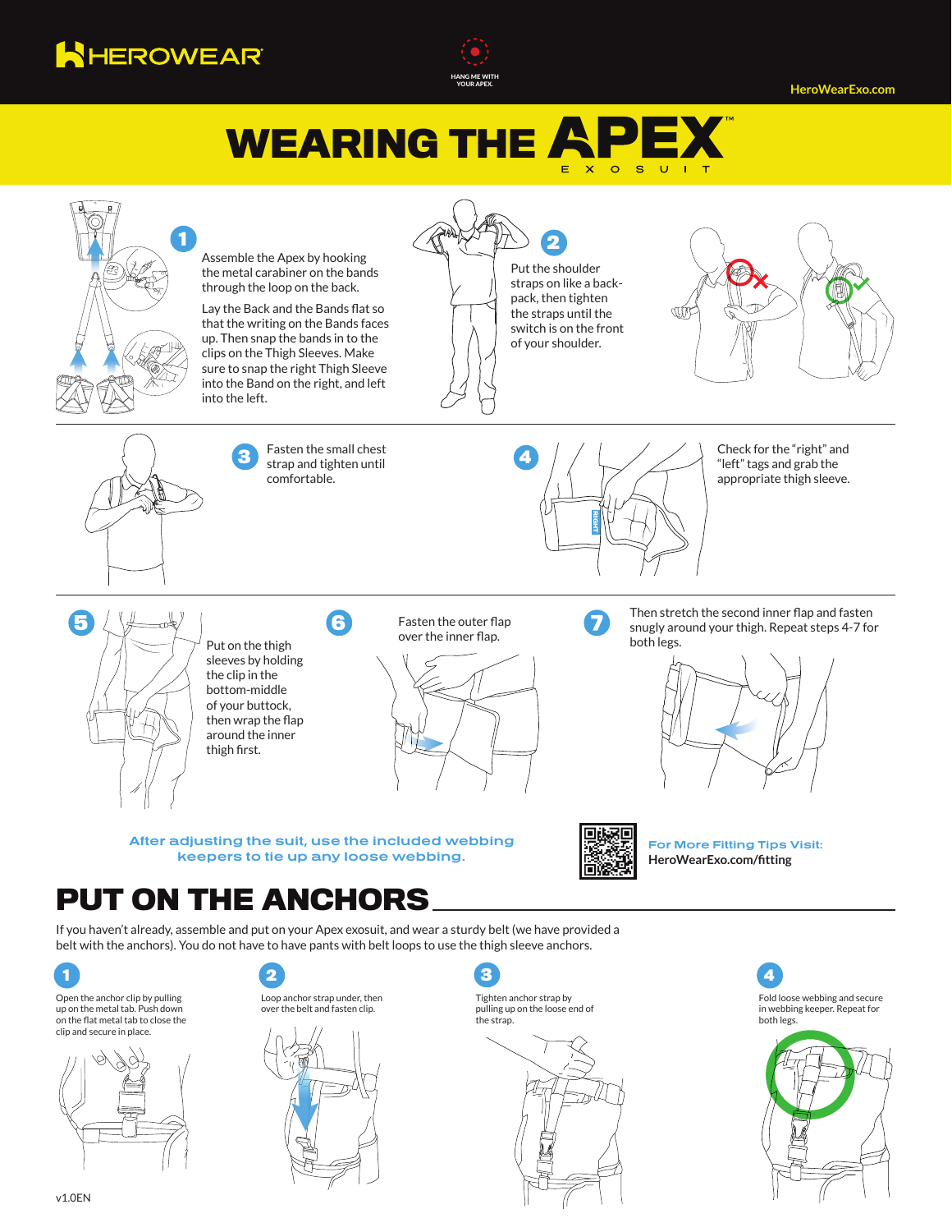HEROWEAR®

HANG ME WITH YOUR APEX.

HeroWearExo.com

# WEARING THE APEX™ EXOSUIT

**1** Assemble the Apex by hooking the metal carabiner on the bands through the loop on the back.

Lay the Back and the Bands flat so that the writing on the Bands faces up. Then snap the bands in to the clips on the Thigh Sleeves. Make sure to snap the right Thigh Sleeve into the Band on the right, and left into the left.

**2** Put the shoulder straps on like a back-pack, then tighten the straps until the switch is on the front of your shoulder.

**3** Fasten the small chest strap and tighten until comfortable.

**4** Check for the "right" and "left" tags and grab the appropriate thigh sleeve.

**5** Put on the thigh sleeves by holding the clip in the bottom-middle of your buttock, then wrap the flap around the inner thigh first.

**6** Fasten the outer flap over the inner flap.

**7** Then stretch the second inner flap and fasten snugly around your thigh. Repeat steps 4-7 for both legs.

After adjusting the suit, use the included webbing keepers to tie up any loose webbing.

For More Fitting Tips Visit: **HeroWearExo.com/fitting**

## PUT ON THE ANCHORS

If you haven't already, assemble and put on your Apex exosuit, and wear a sturdy belt (we have provided a belt with the anchors). You do not have to have pants with belt loops to use the thigh sleeve anchors.

**1** Open the anchor clip by pulling up on the metal tab. Push down on the flat metal tab to close the clip and secure in place.

**2** Loop anchor strap under, then over the belt and fasten clip.

**3** Tighten anchor strap by pulling up on the loose end of the strap.

**4** Fold loose webbing and secure in webbing keeper. Repeat for both legs.

v1.0EN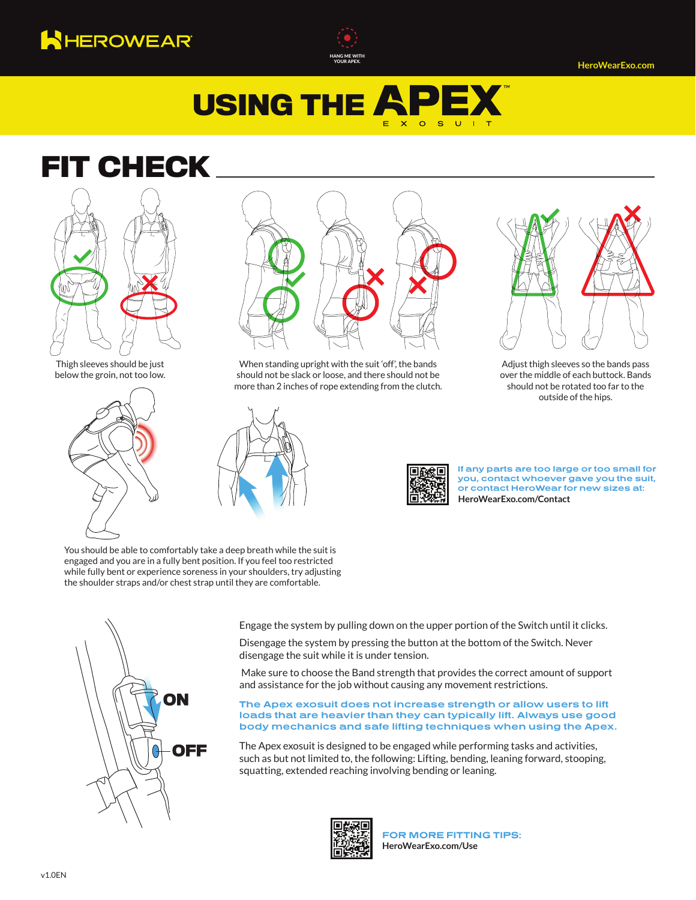HEROWEAR

HANG ME WITH YOUR APEX.

HeroWearExo.com

# USING THE APEX™ EXOSUIT

## FIT CHECK

Thigh sleeves should be just below the groin, not too low.

When standing upright with the suit 'off', the bands should not be slack or loose, and there should not be more than 2 inches of rope extending from the clutch.

Adjust thigh sleeves so the bands pass over the middle of each buttock. Bands should not be rotated too far to the outside of the hips.

You should be able to comfortably take a deep breath while the suit is engaged and you are in a fully bent position. If you feel too restricted while fully bent or experience soreness in your shoulders, try adjusting the shoulder straps and/or chest strap until they are comfortable.

**If any parts are too large or too small for you, contact whoever gave you the suit, or contact HeroWear for new sizes at:**
**HeroWearExo.com/Contact**

ON

OFF

Engage the system by pulling down on the upper portion of the Switch until it clicks.

Disengage the system by pressing the button at the bottom of the Switch. Never disengage the suit while it is under tension.

Make sure to choose the Band strength that provides the correct amount of support and assistance for the job without causing any movement restrictions.

**The Apex exosuit does not increase strength or allow users to lift loads that are heavier than they can typically lift. Always use good body mechanics and safe lifting techniques when using the Apex.**

The Apex exosuit is designed to be engaged while performing tasks and activities, such as but not limited to, the following: Lifting, bending, leaning forward, stooping, squatting, extended reaching involving bending or leaning.

**FOR MORE FITTING TIPS:**
**HeroWearExo.com/Use**

v1.0EN